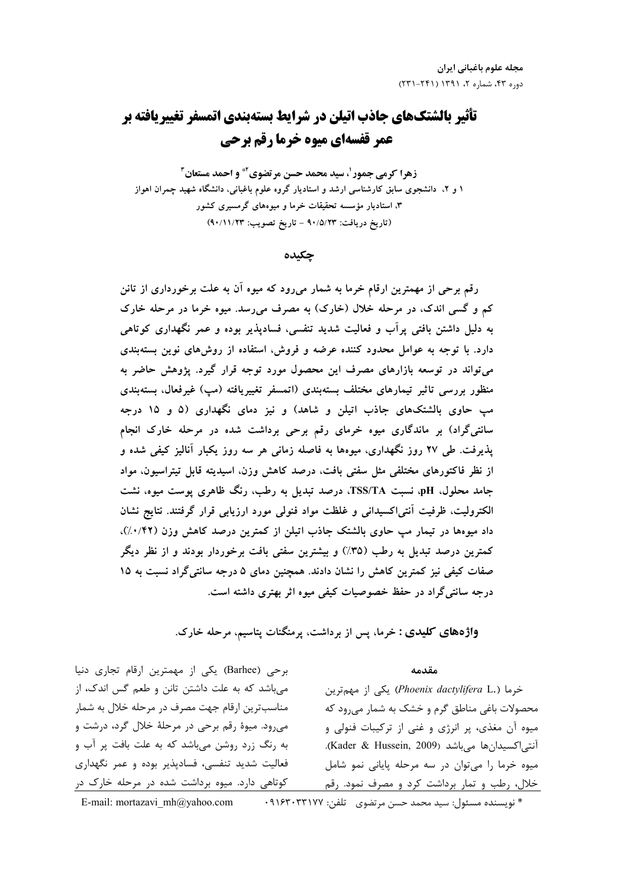# تأثیر بالشتک‌های جاذب اتیلن در شرایط بسته‌بندی اتمسفر تغییریافته بر عمر قفسه‌ای میوه خرما رقم برحی

**زهرا کرمی جمور[1]، سید محمد حسن مرتضوی[2*] و احمد مستعان[3]**

۱ و ۲، دانشجوی سابق کارشناسی ارشد و استادیار گروه علوم باغبانی، دانشگاه شهید چمران اهواز

۳، استادیار مؤسسه تحقیقات خرما و میوه‌های گرمسیری کشور

(تاریخ دریافت: ۹۰/۵/۲۳ - تاریخ تصویب: ۹۰/۱۱/۲۳)

## چکیده

رقم برحی از مهمترین ارقام خرما به شمار می‌رود که میوه آن به علت برخورداری از تانن کم و گسی اندک، در مرحله خلال (خارک) به مصرف می‌رسد. میوه خرما در مرحله خارک به دلیل داشتن بافتی پرآب و فعالیت شدید تنفسی، فسادپذیر بوده و عمر نگهداری کوتاهی دارد. با توجه به عوامل محدود کننده عرضه و فروش، استفاده از روش‌های نوین بسته‌بندی می‌تواند در توسعه بازارهای مصرف این محصول مورد توجه قرار گیرد. پژوهش حاضر به منظور بررسی تاثیر تیمارهای مختلف بسته‌بندی (اتمسفر تغییریافته (مپ) غیرفعال، بسته‌بندی مپ حاوی بالشتک‌های جاذب اتیلن و شاهد) و نیز دمای نگهداری (۵ و ۱۵ درجه سانتی‌گراد) بر ماندگاری میوه خرمای رقم برحی برداشت شده در مرحله خارک انجام پذیرفت. طی ۲۷ روز نگهداری، میوه‌ها به فاصله زمانی هر سه روز یکبار آنالیز کیفی شده و از نظر فاکتورهای مختلفی مثل سفتی بافت، درصد کاهش وزن، اسیدیته قابل تیتراسیون، مواد جامد محلول، pH، نسبت TSS/TA، درصد تبدیل به رطب، رنگ ظاهری پوست میوه، نشت الکترولیت، ظرفیت آنتی‌اکسیدانی و غلظت مواد فنولی مورد ارزیابی قرار گرفتند. نتایج نشان داد میوه‌ها در تیمار مپ حاوی بالشتک جاذب اتیلن از کمترین درصد کاهش وزن (۰/۴۲٪)، کمترین درصد تبدیل به رطب (۳۵٪) و بیشترین سفتی بافت برخوردار بودند و از نظر دیگر صفات کیفی نیز کمترین کاهش را نشان دادند. همچنین دمای ۵ درجه سانتی‌گراد نسبت به ۱۵ درجه سانتی‌گراد در حفظ خصوصیات کیفی میوه اثر بهتری داشته است.

**واژه‌های کلیدی :** خرما، پس از برداشت، پرمنگنات پتاسیم، مرحله خارک.

## مقدمه

خرما (*Phoenix dactylifera* L.) یکی از مهم‌ترین محصولات باغی مناطق گرم و خشک به شمار می‌رود که میوه آن مغذی، پر انرژی و غنی از ترکیبات فنولی و آنتی‌اکسیدان‌ها می‌باشد (Kader & Hussein, 2009). میوه خرما را می‌توان در سه مرحله پایانی نمو شامل خلال، رطب و تمار برداشت کرد و مصرف نمود. رقم برحی (Barhee) یکی از مهمترین ارقام تجاری دنیا می‌باشد که به علت داشتن تانن و طعم گس اندک، از مناسب‌ترین ارقام جهت مصرف در مرحله خلال به شمار می‌رود. میوهٔ رقم برحی در مرحلهٔ خلال گرد، درشت و به رنگ زرد روشن می‌باشد که به علت بافت پر آب و فعالیت شدید تنفسی، فسادپذیر بوده و عمر نگهداری کوتاهی دارد. میوه برداشت شده در مرحله خارک در

\* نویسنده مسئول: سید محمد حسن مرتضوی تلفن: ۰۹۱۶۳۰۳۳۱۷۷ E-mail: mortazavi_mh@yahoo.com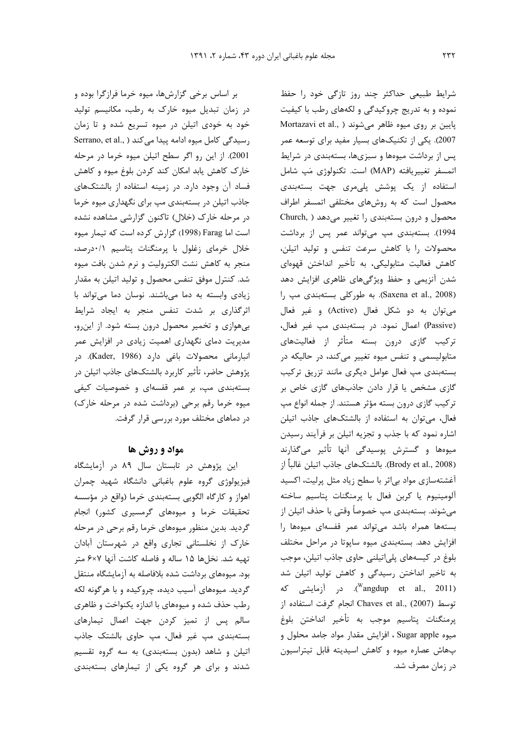شرایط طبیعی حداکثر چند روز تازگی خود را حفظ نموده و به تدریج چروکیدگی و لکه‌های رطب با کیفیت پایین بر روی میوه ظاهر می‌شوند (Mortazavi et al., 2007). یکی از تکنیک‌های بسیار مفید برای توسعه عمر پس از برداشت میوه‌ها و سبزی‌ها، بسته‌بندی در شرایط اتمسفر تغییریافته (MAP) است. تکنولوژی مَپ شامل استفاده از یک پوشش پلی‌مری جهت بسته‌بندی محصول است که به روش‌های مختلفی اتمسفر اطراف محصول و درون بسته‌بندی را تغییر می‌دهد (Church, 1994). بسته‌بندی مپ می‌تواند عمر پس از برداشت محصولات را با کاهش سرعت تنفس و تولید اتیلن، کاهش فعالیت متابولیکی، به تأخیر انداختن قهوه‌ای شدن آنزیمی و حفظ ویژگی‌های ظاهری افزایش دهد (Saxena et al., 2008). به طورکلی بسته‌بندی مپ را می‌توان به دو شکل فعال (Active) و غیر فعال (Passive) اعمال نمود. در بسته‌بندی مپ غیر فعال، ترکیب گازی درون بسته متأثر از فعالیت‌های متابولیسمی و تنفس میوه تغییر می‌کند، در حالیکه در بسته‌بندی مپ فعال عوامل دیگری مانند تزریق ترکیب گازی مشخص یا قرار دادن جاذب‌های گازی خاص بر ترکیب گازی درون بسته مؤثر هستند. از جمله انواع مپ فعال، می‌توان به استفاده از بالشتک‌های جاذب اتیلن اشاره نمود که با جذب و تجزیه اتیلن بر فرآیند رسیدن میوه‌ها و گسترش پوسیدگی آنها تأثیر می‌گذارند (Brody et al., 2008). بالشتک‌های جاذب اتیلن غالباً از آغشته‌سازی مواد بی‌اثر با سطح زیاد مثل پرلیت، اکسید آلومینیوم یا کربن فعال با پرمنگنات پتاسیم ساخته می‌شوند. بسته‌بندی مپ خصوصاً وقتی با حذف اتیلن از بسته‌ها همراه باشد می‌تواند عمر قفسه‌ای میوه‌ها را افزایش دهد. بسته‌بندی میوه ساپوتا در مراحل مختلف بلوغ در کیسه‌های پلی‌اتیلنی حاوی جاذب اتیلن، موجب به تاخیر انداختن رسیدگی و کاهش تولید اتیلن شد (Wangdup et al., 2011). در آزمایشی که توسط Chaves et al., (2007) انجام گرفت استفاده از پرمنگنات پتاسیم موجب به تأخیر انداختن بلوغ میوه Sugar apple ، افزایش مقدار مواد جامد محلول و پ‌هاش عصاره میوه و کاهش اسیدیته قابل تیتراسیون در زمان مصرف شد.

بر اساس برخی گزارش‌ها، میوه خرما فرازگرا بوده و در زمان تبدیل میوه خارک به رطب، مکانیسم تولید خود به خودی اتیلن در میوه تسریع شده و تا زمان رسیدگی کامل میوه ادامه پیدا می‌کند (Serrano, et al., 2001). از این رو اگر سطح اتیلن میوه خرما در مرحله خارک کاهش یابد امکان کند کردن بلوغ میوه و کاهش فساد آن وجود دارد. در زمینه استفاده از بالشتک‌های جاذب اتیلن در بسته‌بندی مپ برای نگهداری میوه خرما در مرحله خارک (خلال) تاکنون گزارشی مشاهده نشده است اما Farag (1998) گزارش کرده است که تیمار میوه خلال خرمای زغلول با پرمنگنات پتاسیم ۰/۱درصد، منجر به کاهش نشت الکترولیت و نرم شدن بافت میوه شد. کنترل موفق تنفس محصول و تولید اتیلن به مقدار زیادی وابسته به دما می‌باشند. نوسان دما می‌تواند با اثرگذاری بر شدت تنفس منجر به ایجاد شرایط بی‌هوازی و تخمیر محصول درون بسته شود. از این‌رو، مدیریت دمای نگهداری اهمیت زیادی در افزایش عمر انبارمانی محصولات باغی دارد (Kader, 1986). در پژوهش حاضر، تأثیر کاربرد بالشتک‌های جاذب اتیلن در بسته‌بندی مپ، بر عمر قفسه‌ای و خصوصیات کیفی میوه خرما رقم برحی (برداشت شده در مرحله خارک) در دماهای مختلف مورد بررسی قرار گرفت.

## مواد و روش ها

این پژوهش در تابستان سال ۸۹ در آزمایشگاه فیزیولوژی گروه علوم باغبانی دانشگاه شهید چمران اهواز و کارگاه الگویی بسته‌بندی خرما (واقع در مؤسسه تحقیقات خرما و میوه‌های گرمسیری کشور) انجام گردید. بدین منظور میوه‌های خرما رقم برحی در مرحله خارک از نخلستانی تجاری واقع در شهرستان آبادان تهیه شد. نخل‌ها ۱۵ ساله و فاصله کاشت آنها ۷×۶ متر بود. میوه‌های برداشت شده بلافاصله به آزمایشگاه منتقل گردید. میوه‌های آسیب دیده، چروکیده و با هرگونه لکه رطب حذف شده و میوه‌های با اندازه یکنواخت و ظاهری سالم پس از تمیز کردن جهت اعمال تیمارهای بسته‌بندی مپ غیر فعال، مپ حاوی بالشتک جاذب اتیلن و شاهد (بدون بسته‌بندی) به سه گروه تقسیم شدند و برای هر گروه یکی از تیمارهای بسته‌بندی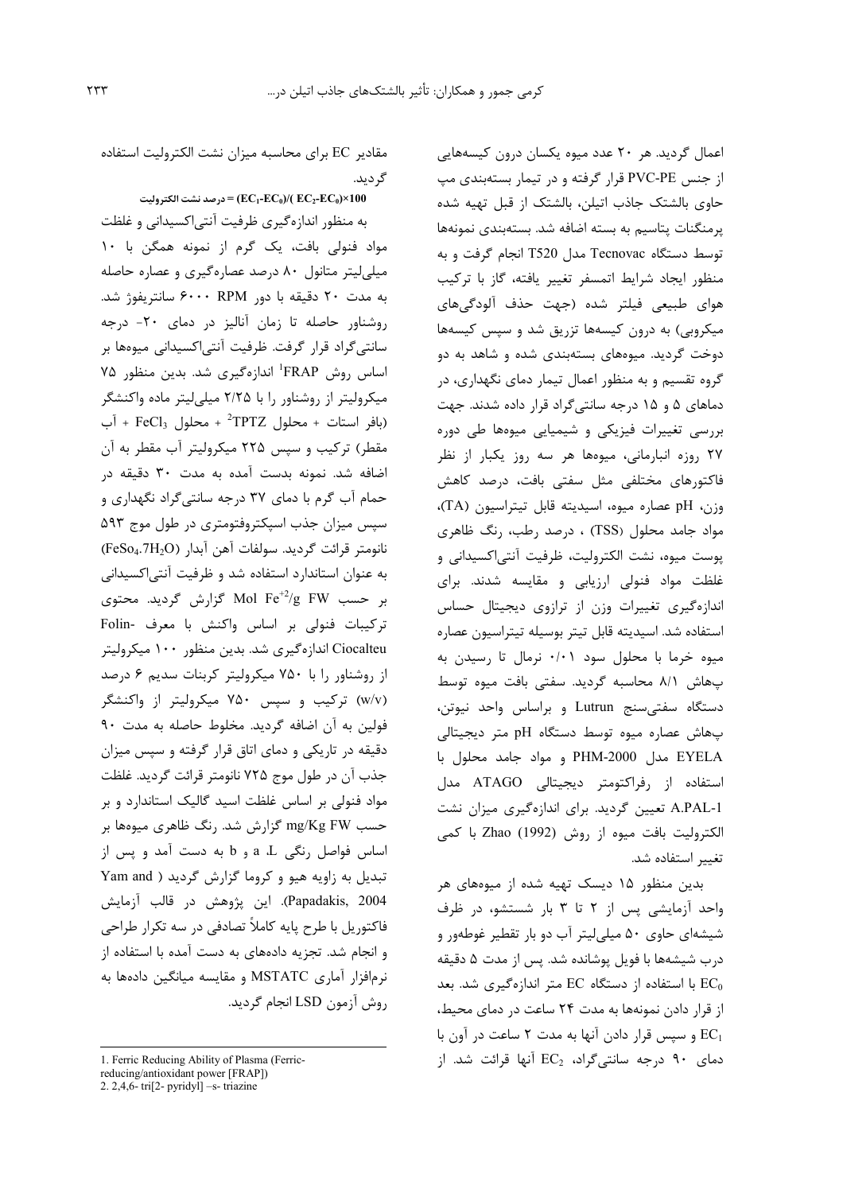اعمال گردید. هر ۲۰ عدد میوه یکسان درون کیسه‌هایی از جنس PVC-PE قرار گرفته و در تیمار بسته‌بندی مپ حاوی بالشتک جاذب اتیلن، بالشتک از قبل تهیه شده پرمنگنات پتاسیم به بسته اضافه شد. بسته‌بندی نمونه‌ها توسط دستگاه Tecnovac مدل T520 انجام گرفت و به منظور ایجاد شرایط اتمسفر تغییر یافته، گاز با ترکیب هوای طبیعی فیلتر شده (جهت حذف آلودگی‌های میکروبی) به درون کیسه‌ها تزریق شد و سپس کیسه‌ها دوخت گردید. میوه‌های بسته‌بندی شده و شاهد به دو گروه تقسیم و به منظور اعمال تیمار دمای نگهداری، در دماهای ۵ و ۱۵ درجه سانتی‌گراد قرار داده شدند. جهت بررسی تغییرات فیزیکی و شیمیایی میوه‌ها طی دوره ۲۷ روزه انبارمانی، میوه‌ها هر سه روز یکبار از نظر فاکتورهای مختلفی مثل سفتی بافت، درصد کاهش وزن، pH عصاره میوه، اسیدیته قابل تیتراسیون (TA)، مواد جامد محلول (TSS) ، درصد رطب، رنگ ظاهری پوست میوه، نشت الکترولیت، ظرفیت آنتی‌اکسیدانی و غلظت مواد فنولی ارزیابی و مقایسه شدند. برای اندازه‌گیری تغییرات وزن از ترازوی دیجیتال حساس استفاده شد. اسیدیته قابل تیتر بوسیله تیتراسیون عصاره میوه خرما با محلول سود ۰/۰۱ نرمال تا رسیدن به پهاش ۸/۱ محاسبه گردید. سفتی بافت میوه توسط دستگاه سفتی‌سنج Lutrun و براساس واحد نیوتن، پهاش عصاره میوه توسط دستگاه pH متر دیجیتالی EYELA مدل PHM-2000 و مواد جامد محلول با استفاده از رفراکتومتر دیجیتالی ATAGO مدل A.PAL-1 تعیین گردید. برای اندازه‌گیری میزان نشت الکترولیت بافت میوه از روش Zhao (1992) با کمی تغییر استفاده شد.

بدین منظور ۱۵ دیسک تهیه شده از میوه‌های هر واحد آزمایشی پس از ۲ تا ۳ بار شستشو، در ظرف شیشه‌ای حاوی ۵۰ میلی‌لیتر آب دو بار تقطیر غوطه‌ور و درب شیشه‌ها با فویل پوشانده شد. پس از مدت ۵ دقیقه $EC_0$ با استفاده از دستگاه EC متر اندازه‌گیری شد. بعد از قرار دادن نمونه‌ها به مدت ۲۴ ساعت در دمای محیط، $EC_1$ و سپس قرار دادن آنها به مدت ۲ ساعت در آون با دمای ۹۰ درجه سانتی‌گراد، $EC_2$ آنها قرائت شد. از مقادیر EC برای محاسبه میزان نشت الکترولیت استفاده گردید.

$$\text{درصد نشت الکترولیت} = (EC_1-EC_0)/(EC_2-EC_0)\times 100$$

به منظور اندازه‌گیری ظرفیت آنتی‌اکسیدانی و غلظت مواد فنولی بافت، یک گرم از نمونه همگن با ۱۰ میلی‌لیتر متانول ۸۰ درصد عصاره‌گیری و عصاره حاصله به مدت ۲۰ دقیقه با دور ۶۰۰۰ RPM سانتریفوژ شد. روشناور حاصله تا زمان آنالیز در دمای ۲۰- درجه سانتی‌گراد قرار گرفت. ظرفیت آنتی‌اکسیدانی میوه‌ها بر اساس روش FRAP[1] اندازه‌گیری شد. بدین منظور ۷۵ میکرولیتر از روشناور را با ۲/۲۵ میلی‌لیتر ماده واکنشگر (بافر استات + محلول TPTZ[2] + محلول $FeCl_3$ + آب مقطر) ترکیب و سپس ۲۲۵ میکرولیتر آب مقطر به آن اضافه شد. نمونه بدست آمده به مدت ۳۰ دقیقه در حمام آب گرم با دمای ۳۷ درجه سانتی‌گراد نگهداری و سپس میزان جذب اسپکتروفتومتری در طول موج ۵۹۳ نانومتر قرائت گردید. سولفات آهن آبدار ($FeSo_4.7H_2O$) به عنوان استاندارد استفاده شد و ظرفیت آنتی‌اکسیدانی بر حسب Mol $Fe^{+2}$/g FW گزارش گردید. محتوی ترکیبات فنولی بر اساس واکنش با معرف Folin-Ciocalteu اندازه‌گیری شد. بدین منظور ۱۰۰ میکرولیتر از روشناور را با ۷۵۰ میکرولیتر کربنات سدیم ۶ درصد (w/v) ترکیب و سپس ۷۵۰ میکرولیتر از واکنشگر فولین به آن اضافه گردید. مخلوط حاصله به مدت ۹۰ دقیقه در تاریکی و دمای اتاق قرار گرفته و سپس میزان جذب آن در طول موج ۷۲۵ نانومتر قرائت گردید. غلظت مواد فنولی بر اساس غلظت اسید گالیک استاندارد و بر حسب mg/Kg FW گزارش شد. رنگ ظاهری میوه‌ها بر اساس فواصل رنگی L، a و b به دست آمد و پس از تبدیل به زاویه هیو و کروما گزارش گردید (Yam and Papadakis, 2004). این پژوهش در قالب آزمایش فاکتوریل با طرح پایه کاملاً تصادفی در سه تکرار طراحی و انجام شد. تجزیه داده‌های به دست آمده با استفاده از نرم‌افزار آماری MSTATC و مقایسه میانگین داده‌ها به روش آزمون LSD انجام گردید.

---

1. Ferric Reducing Ability of Plasma (Ferric-reducing/antioxidant power [FRAP])
2. 2,4,6- tri[2- pyridyl] –s- triazine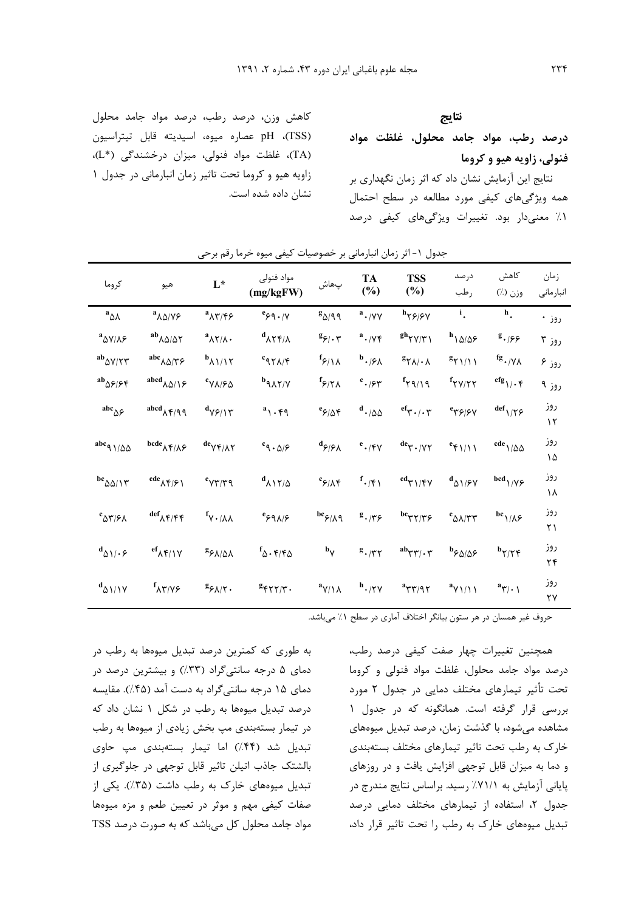## نتایج

### درصد رطب، مواد جامد محلول، غلظت مواد فنولی، زاویه هیو و کروما

نتایج این آزمایش نشان داد که اثر زمان نگهداری بر همه ویژگی‌های کیفی مورد مطالعه در سطح احتمال ۱٪ معنی‌دار بود. تغییرات ویژگی‌های کیفی درصد کاهش وزن، درصد رطب، درصد مواد جامد محلول (TSS)، pH عصاره میوه، اسیدیته قابل تیتراسیون (TA)، غلظت مواد فنولی، میزان درخشندگی ($L^*$)، زاویه هیو و کروما تحت تاثیر زمان انبارمانی در جدول ۱ نشان داده شده است.

جدول ۱- اثر زمان انبارمانی بر خصوصیات کیفی میوه خرما رقم برحی

| زمان انبارمانی | کاهش وزن (٪) | درصد رطب | TSS (%) | TA (%) | پهاش | مواد فنولی (mg/kgFW) | $L^*$ | هیو | کروما |
|---|---|---|---|---|---|---|---|---|---|
| روز ۰ | h۰ | i۰ | h۲۶/۶۷ | a۰/۷۷ | g۵/۹۹ | e۶۹۰/۷ | a۸۳/۴۶ | a۸۵/۷۶ | a۵۸ |
| روز ۳ | g۰/۶۶ | h۱۵/۵۶ | gh۲۷/۳۱ | a۰/۷۴ | g۶/۰۳ | d۸۲۴/۸ | a۸۲/۸۰ | ab۸۵/۵۲ | a۵۷/۸۶ |
| روز ۶ | fg۰/۷۸ | g۲۱/۱۱ | g۲۸/۰۸ | b۰/۶۸ | f۶/۱۸ | c۹۲۸/۴ | b۸۱/۱۲ | abc۸۵/۳۶ | ab۵۷/۲۳ |
| روز ۹ | efg۱/۰۴ | f۲۷/۲۲ | f۲۹/۱۹ | c۰/۶۳ | f۶/۲۸ | b۹۸۲/۷ | c۷۸/۶۵ | abcd۸۵/۱۶ | ab۵۶/۶۴ |
| روز ۱۲ | def۱/۲۶ | e۳۶/۶۷ | ef۳۰/۰۳ | d۰/۵۵ | e۶/۵۴ | a۱۰۴۹ | d۷۶/۱۳ | abcd۸۴/۹۹ | abc۵۶ |
| روز ۱۵ | cde۱/۵۵ | e۴۱/۱۱ | de۳۰/۷۲ | e۰/۴۷ | d۶/۶۸ | c۹۰۵/۶ | de۷۴/۸۲ | bcde۸۴/۸۶ | abc۹۱/۵۵ |
| روز ۱۸ | bcd۱/۷۶ | d۵۱/۶۷ | cd۳۱/۴۷ | f۰/۴۱ | c۶/۸۴ | d۸۱۲/۵ | e۷۳/۳۹ | cde۸۴/۶۱ | bc۵۵/۱۳ |
| روز ۲۱ | bc۱/۸۶ | c۵۸/۳۳ | bc۳۲/۳۶ | g۰/۳۶ | bc۶/۸۹ | e۶۹۸/۶ | f۷۰/۸۸ | def۸۴/۴۴ | c۵۳/۶۸ |
| روز ۲۴ | b۲/۲۴ | b۶۵/۵۶ | ab۳۳/۰۳ | g۰/۳۲ | bv | f۵۰۴/۴۵ | g۶۸/۵۸ | ef۸۴/۱۷ | d۵۱/۰۶ |
| روز ۲۷ | a۳/۰۱ | a۷۱/۱۱ | a۳۳/۹۲ | h۰/۲۷ | a۷/۱۸ | g۴۲۲/۳۰ | g۶۸/۲۰ | f۸۳/۷۶ | d۵۱/۱۷ |

حروف غیر همسان در هر ستون بیانگر اختلاف آماری در سطح ۱٪ می‌باشد.

همچنین تغییرات چهار صفت کیفی درصد رطب، درصد مواد جامد محلول، غلظت مواد فنولی و کروما تحت تأثیر تیمارهای مختلف دمایی در جدول ۲ مورد بررسی قرار گرفته است. همانگونه که در جدول ۱ مشاهده می‌شود، با گذشت زمان، درصد تبدیل میوه‌های خارک به رطب تحت تاثیر تیمارهای مختلف بسته‌بندی و دما به میزان قابل توجهی افزایش یافت و در روزهای پایانی آزمایش به ۷۱/۱٪ رسید. براساس نتایج مندرج در جدول ۲، استفاده از تیمارهای مختلف دمایی درصد تبدیل میوه‌های خارک به رطب را تحت تاثیر قرار داد، به طوری که کمترین درصد تبدیل میوه‌ها به رطب در دمای ۵ درجه سانتی‌گراد (۳۳٪) و بیشترین درصد در دمای ۱۵ درجه سانتی‌گراد به دست آمد (۴۵٪). مقایسه درصد تبدیل میوه‌ها به رطب در شکل ۱ نشان داد که در تیمار بسته‌بندی مپ بخش زیادی از میوه‌ها به رطب تبدیل شد (۴۴٪) اما تیمار بسته‌بندی مپ حاوی بالشتک جاذب اتیلن تاثیر قابل توجهی در جلوگیری از تبدیل میوه‌های خارک به رطب داشت (۳۵٪). یکی از صفات کیفی مهم و موثر در تعیین طعم و مزه میوه‌ها مواد جامد محلول کل می‌باشد که به صورت درصد TSS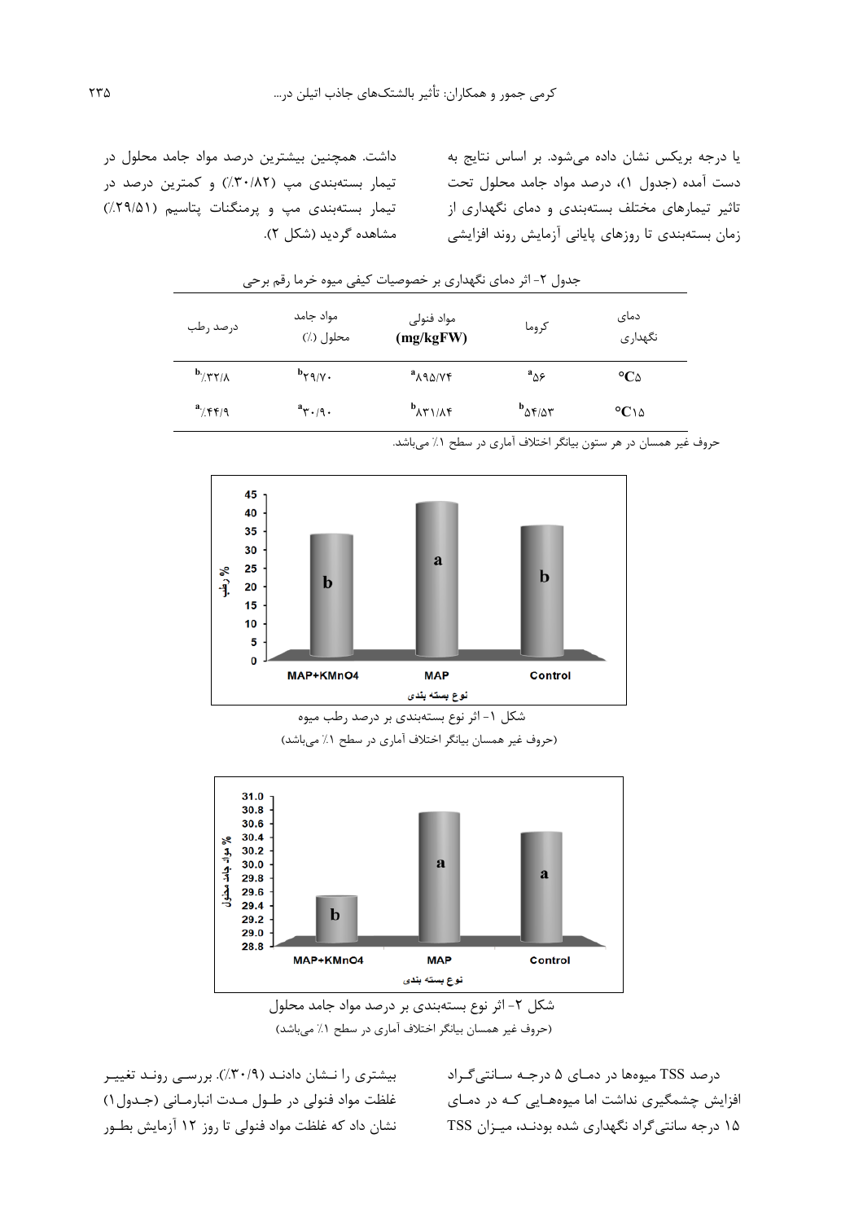یا درجه بریکس نشان داده می‌شود. بر اساس نتایج به دست آمده (جدول ۱)، درصد مواد جامد محلول تحت تاثیر تیمارهای مختلف بسته‌بندی و دمای نگهداری از زمان بسته‌بندی تا روزهای پایانی آزمایش روند افزایشی داشت. همچنین بیشترین درصد مواد جامد محلول در تیمار بسته‌بندی مپ (۳۰/۸۲٪) و کمترین درصد در تیمار بسته‌بندی مپ و پرمنگنات پتاسیم (۲۹/۵۱٪) مشاهده گردید (شکل ۲).

جدول ۲- اثر دمای نگهداری بر خصوصیات کیفی میوه خرما رقم برحی

| دمای نگهداری | کروما | مواد فنولی (mg/kgFW) | مواد جامد محلول (٪) | درصد رطوبت |
|---|---|---|---|---|
| ۵°C | a۵۶ | a۸۹۵/۷۴ | b۲۹/۷۰ | b٪۳۲/۸ |
| ۱۵°C | b۵۴/۵۳ | b۸۳۱/۸۴ | a۳۰/۹۰ | a٪۴۴/۹ |

حروف غیر همسان در هر ستون بیانگر اختلاف آماری در سطح ۱٪ می‌باشد.

شکل ۱- اثر نوع بسته‌بندی بر درصد رطوبت میوه

(حروف غیر همسان بیانگر اختلاف آماری در سطح ۱٪ می‌باشد)

شکل ۲- اثر نوع بسته‌بندی بر درصد مواد جامد محلول

(حروف غیر همسان بیانگر اختلاف آماری در سطح ۱٪ می‌باشد)

درصد TSS میوه‌ها در دمای ۵ درجه سانتی‌گراد افزایش چشمگیری نداشت اما میوه‌هایی که در دمای ۱۵ درجه سانتی‌گراد نگهداری شده بودند، میزان TSS بیشتری را نشان دادند (۳۰/۹٪). بررسی روند تغییر غلظت مواد فنولی در طول مدت انبارمانی (جدول۱) نشان داد که غلظت مواد فنولی تا روز ۱۲ آزمایش بطور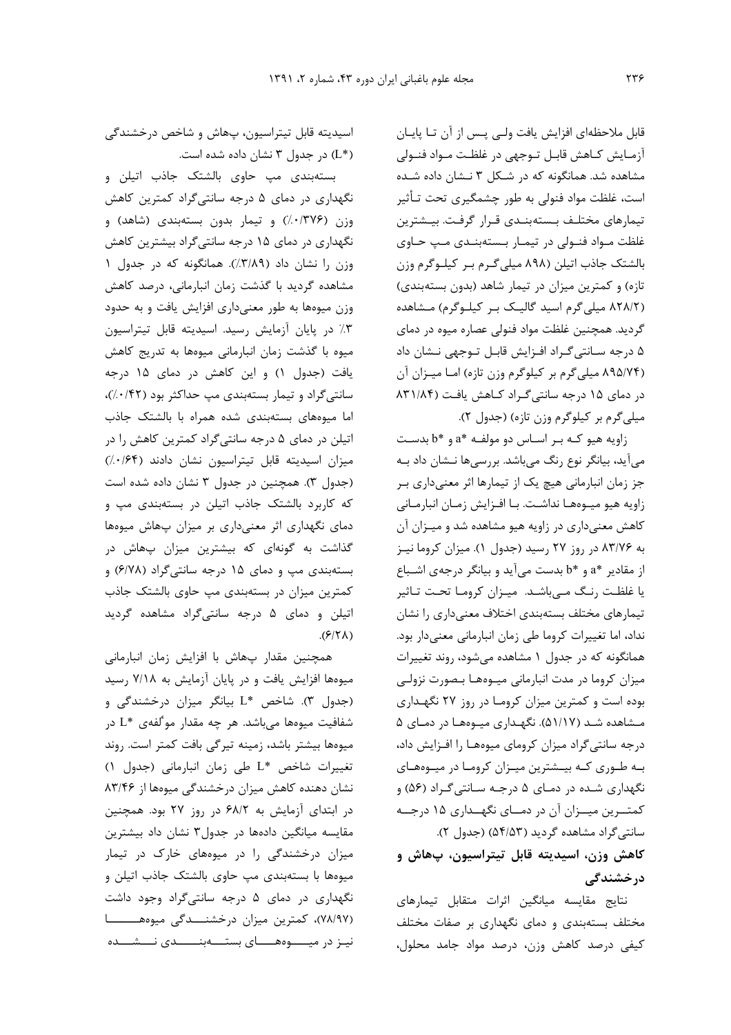قابل ملاحظه‌ای افزایش یافت ولی پس از آن تا پایان آزمایش کاهش قابل توجهی در غلظت مواد فنولی مشاهده شد. همانگونه که در شکل ۳ نشان داده شده است، غلظت مواد فنولی به طور چشمگیری تحت تأثیر تیمارهای مختلف بسته‌بندی قرار گرفت. بیشترین غلظت مواد فنولی در تیمار بسته‌بندی مپ حاوی بالشتک جاذب اتیلن (۸۹۸ میلی‌گرم بر کیلوگرم وزن تازه) و کمترین میزان در تیمار شاهد (بدون بسته‌بندی) (۸۲۸/۲ میلی‌گرم اسید گالیک بر کیلوگرم) مشاهده گردید. همچنین غلظت مواد فنولی عصاره میوه در دمای ۵ درجه سانتی‌گراد افزایش قابل توجهی نشان داد (۸۹۵/۷۴ میلی‌گرم بر کیلوگرم وزن تازه) اما میزان آن در دمای ۱۵ درجه سانتی‌گراد کاهش یافت (۸۳۱/۸۴ میلی‌گرم بر کیلوگرم وزن تازه) (جدول ۲).

زاویه هیو که بر اساس دو مولفه *a و *b بدست می‌آید، بیانگر نوع رنگ می‌باشد. بررسی‌ها نشان داد به جز زمان انبارمانی هیچ یک از تیمارها اثر معنی‌داری بر زاویه هیو میوه‌ها نداشت. با افزایش زمان انبارمانی کاهش معنی‌داری در زاویه هیو مشاهده شد و میزان آن به ۸۳/۷۶ در روز ۲۷ رسید (جدول ۱). میزان کروما نیز از مقادیر *a و *b بدست می‌آید و بیانگر درجه‌ی اشباع یا غلظت رنگ می‌باشد. میزان کروما تحت تاثیر تیمارهای مختلف بسته‌بندی اختلاف معنی‌داری را نشان نداد، اما تغییرات کروما طی زمان انبارمانی معنی‌دار بود. همانگونه که در جدول ۱ مشاهده می‌شود، روند تغییرات میزان کروما در مدت انبارمانی میوه‌ها بصورت نزولی بوده است و کمترین میزان کروما در روز ۲۷ نگهداری مشاهده شد (۵۱/۱۷). نگهداری میوه‌ها در دمای ۵ درجه سانتی‌گراد میزان کرومای میوه‌ها را افزایش داد، به طوری که بیشترین میزان کروما در میوه‌های نگهداری شده در دمای ۵ درجه سانتی‌گراد (۵۶) و کمترین میزان آن در دمای نگهداری ۱۵ درجه سانتی‌گراد مشاهده گردید (۵۴/۵۳) (جدول ۲).

### کاهش وزن، اسیدیته قابل تیتراسیون، پهاش و درخشندگی

نتایج مقایسه میانگین اثرات متقابل تیمارهای مختلف بسته‌بندی و دمای نگهداری بر صفات مختلف کیفی درصد کاهش وزن، درصد مواد جامد محلول، اسیدیته قابل تیتراسیون، پهاش و شاخص درخشندگی (*L) در جدول ۳ نشان داده شده است.

بسته‌بندی مپ حاوی بالشتک جاذب اتیلن و نگهداری در دمای ۵ درجه سانتی‌گراد کمترین کاهش وزن (۰/۳۷۶٪) و تیمار بدون بسته‌بندی (شاهد) و نگهداری در دمای ۱۵ درجه سانتی‌گراد بیشترین کاهش وزن را نشان داد (۳/۸۹٪). همانگونه که در جدول ۱ مشاهده گردید با گذشت زمان انبارمانی، درصد کاهش وزن میوه‌ها به طور معنی‌داری افزایش یافت و به حدود ۳٪ در پایان آزمایش رسید. اسیدیته قابل تیتراسیون میوه با گذشت زمان انبارمانی میوه‌ها به تدریج کاهش یافت (جدول ۱) و این کاهش در دمای ۱۵ درجه سانتی‌گراد و تیمار بسته‌بندی مپ حداکثر بود (۰/۴۲٪)، اما میوه‌های بسته‌بندی شده همراه با بالشتک جاذب اتیلن در دمای ۵ درجه سانتی‌گراد کمترین کاهش را در میزان اسیدیته قابل تیتراسیون نشان دادند (۰/۶۴٪) (جدول ۳). همچنین در جدول ۳ نشان داده شده است که کاربرد بالشتک جاذب اتیلن در بسته‌بندی مپ و دمای نگهداری اثر معنی‌داری بر میزان پهاش میوه‌ها گذاشت به گونه‌ای که بیشترین میزان پهاش در بسته‌بندی مپ و دمای ۱۵ درجه سانتی‌گراد (۶/۷۸) و کمترین میزان در بسته‌بندی مپ حاوی بالشتک جاذب اتیلن و دمای ۵ درجه سانتی‌گراد مشاهده گردید (۶/۲۸).

همچنین مقدار پهاش با افزایش زمان انبارمانی میوه‌ها افزایش یافت و در پایان آزمایش به ۷/۱۸ رسید (جدول ۳). شاخص *L بیانگر میزان درخشندگی و شفافیت میوه‌ها می‌باشد. هر چه مقدار مولفه‌ی *L در میوه‌ها بیشتر باشد، زمینه تیرگی بافت کمتر است. روند تغییرات شاخص *L طی زمان انبارمانی (جدول ۱) نشان دهنده کاهش میزان درخشندگی میوه‌ها از ۸۳/۴۶ در ابتدای آزمایش به ۶۸/۲ در روز ۲۷ بود. همچنین مقایسه میانگین داده‌ها در جدول۳ نشان داد بیشترین میزان درخشندگی را در میوه‌های خارک در تیمار میوه‌ها با بسته‌بندی مپ حاوی بالشتک جاذب اتیلن و نگهداری در دمای ۵ درجه سانتی‌گراد وجود داشت (۷۸/۹۷)، کمترین میزان درخشندگی میوه‌ها نیز در میوه‌های بسته‌بندی نشده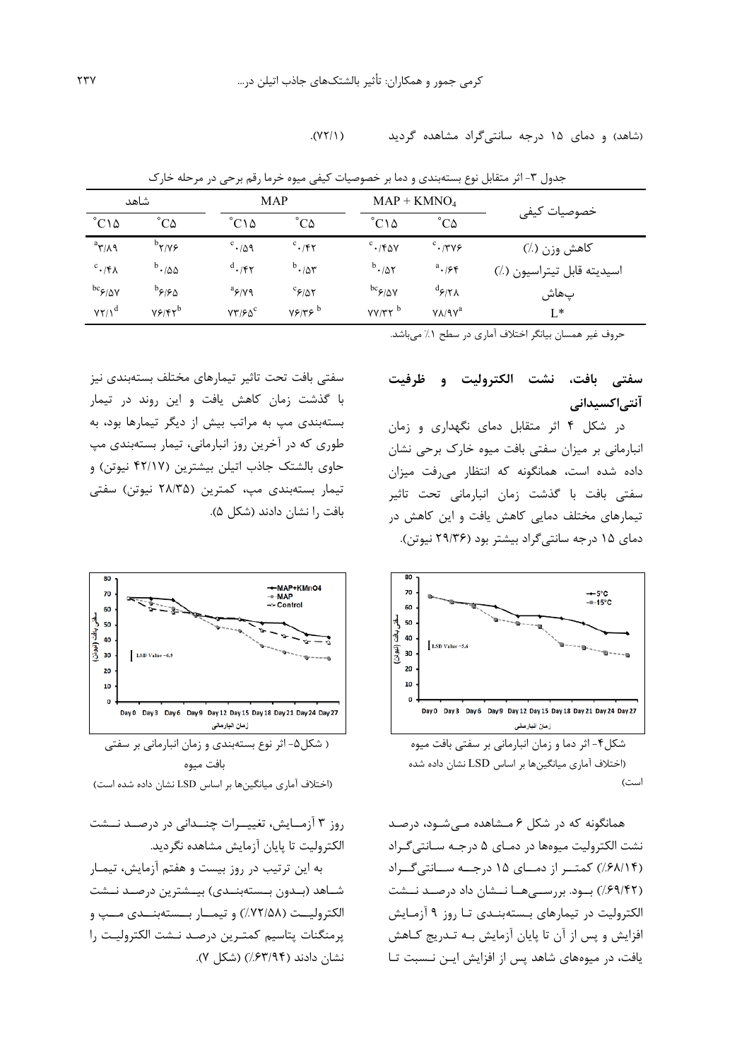(شاهد) و دمای ۱۵ درجه سانتی‌گراد مشاهده گردید (۷۲/۱).

جدول ۳- اثر متقابل نوع بسته‌بندی و دما بر خصوصیات کیفی میوه خرما رقم برحی در مرحله خارک

| خصوصیات کیفی | MAP + KMNO4 | | MAP | | شاهد | |
|---|---|---|---|---|---|---|
| | $^{\circ}$C۵ | $^{\circ}$C۱۵ | $^{\circ}$C۵ | $^{\circ}$C۱۵ | $^{\circ}$C۵ | $^{\circ}$C۱۵ |
| کاهش وزن (٪) | $^{c}$۰/۳۷۶ | $^{c}$۰/۴۵۷ | $^{c}$۰/۴۲ | $^{c}$۰/۵۹ | $^{b}$۲/۷۶ | $^{a}$۳/۸۹ |
| اسیدیته قابل تیتراسیون (٪) | $^{a}$۰/۶۴ | $^{b}$۰/۵۲ | $^{b}$۰/۵۳ | $^{d}$۰/۴۲ | $^{b}$۰/۵۵ | $^{c}$۰/۴۸ |
| پهاش | $^{d}$۶/۲۸ | $^{bc}$۶/۵۷ | $^{c}$۶/۵۲ | $^{a}$۶/۷۹ | $^{b}$۶/۶۵ | $^{bc}$۶/۵۷ |
| L* | ۷۸/۹۷$^{a}$ | ۷۷/۳۲$^{b}$ | ۷۶/۳۶$^{b}$ | ۷۳/۶۵$^{c}$ | ۷۶/۴۲$^{b}$ | ۷۲/۱$^{d}$ |

حروف غیر همسان بیانگر اختلاف آماری در سطح ۱٪ می‌باشد.

## سفتی بافت، نشت الکترولیت و ظرفیت آنتی‌اکسیدانی

در شکل ۴ اثر متقابل دمای نگهداری و زمان انبارمانی بر میزان سفتی بافت میوه خارک برحی نشان داده شده است، همانگونه که انتظار می‌رفت میزان سفتی بافت با گذشت زمان انبارمانی تحت تاثیر تیمارهای مختلف دمایی کاهش یافت و این کاهش در دمای ۱۵ درجه سانتی‌گراد بیشتر بود (۲۹/۳۶ نیوتن).

شکل۴- اثر دما و زمان انبارمانی بر سفتی بافت میوه (اختلاف آماری میانگین‌ها بر اساس LSD نشان داده شده است)

همانگونه که در شکل ۶ مشاهده می‌شود، درصد نشت الکترولیت میوه‌ها در دمای ۵ درجه سانتی‌گراد (۶۸/۱۴٪) کمتر از دمای ۱۵ درجه سانتی‌گراد (۶۹/۴۲٪) بود. بررسی‌ها نشان داد درصد نشت الکترولیت در تیمارهای بسته‌بندی تا روز ۹ آزمایش افزایش و پس از آن تا پایان آزمایش به تدریج کاهش یافت، در میوه‌های شاهد پس از افزایش این نسبت تا

سفتی بافت تحت تاثیر تیمارهای مختلف بسته‌بندی نیز با گذشت زمان کاهش یافت و این روند در تیمار بسته‌بندی مپ به مراتب بیش از دیگر تیمارها بود، به طوری که در آخرین روز انبارمانی، تیمار بسته‌بندی مپ حاوی بالشتک جاذب اتیلن بیشترین (۴۲/۱۷ نیوتن) و تیمار بسته‌بندی مپ، کمترین (۲۸/۳۵ نیوتن) سفتی بافت را نشان دادند (شکل ۵).

( شکل۵- اثر نوع بسته‌بندی و زمان انبارمانی بر سفتی بافت میوه (اختلاف آماری میانگین‌ها بر اساس LSD نشان داده شده است)

روز ۳ آزمایش، تغییرات چندانی در درصد نشت الکترولیت تا پایان آزمایش مشاهده نگردید.

به این ترتیب در روز بیست و هفتم آزمایش، تیمار شاهد (بدون بسته‌بندی) بیشترین درصد نشت الکترولیت (۷۲/۵۸٪) و تیمار بسته‌بندی مپ و پرمنگنات پتاسیم کمترین درصد نشت الکترولیت را نشان دادند (۶۳/۹۴٪) (شکل ۷).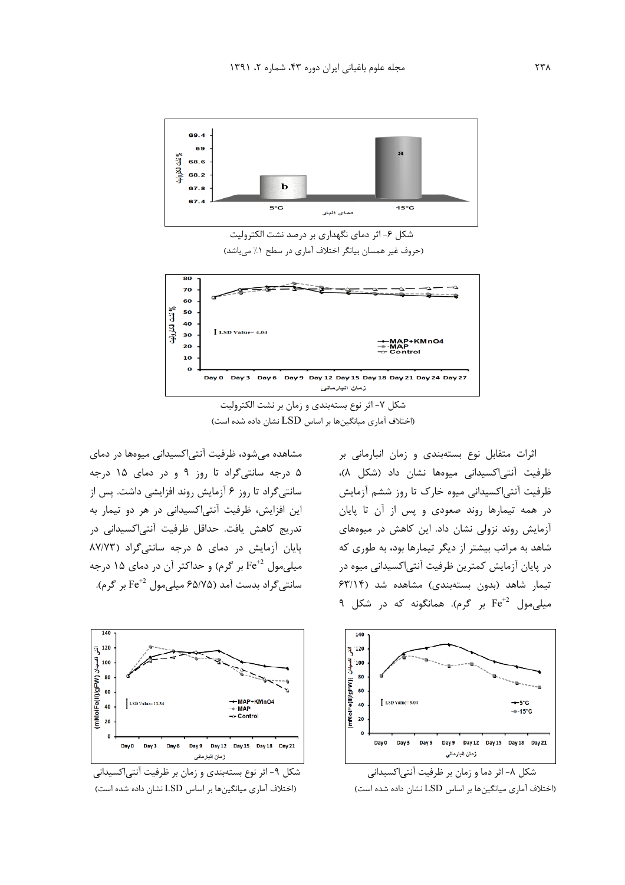شکل ۶- اثر دمای نگهداری بر درصد نشت الکترولیت
(حروف غیر همسان بیانگر اختلاف آماری در سطح ۱٪ می‌باشد)

شکل ۷- اثر نوع بسته‌بندی و زمان بر نشت الکترولیت
(اختلاف آماری میانگین‌ها بر اساس LSD نشان داده شده است)

اثرات متقابل نوع بسته‌بندی و زمان انبارمانی بر ظرفیت آنتی‌اکسیدانی میوه‌ها نشان داد (شکل ۸)، ظرفیت آنتی‌اکسیدانی میوه خارک تا روز ششم آزمایش در همه تیمارها روند صعودی و پس از آن تا پایان آزمایش روند نزولی نشان داد. این کاهش در میوه‌های شاهد به مراتب بیشتر از دیگر تیمارها بود، به طوری که در پایان آزمایش کمترین ظرفیت آنتی‌اکسیدانی میوه در تیمار شاهد (بدون بسته‌بندی) مشاهده شد (۶۳/۱۴ میلی‌مول $Fe^{+2}$ بر گرم). همانگونه که در شکل ۹ مشاهده می‌شود، ظرفیت آنتی‌اکسیدانی میوه‌ها در دمای ۵ درجه سانتی‌گراد تا روز ۹ و در دمای ۱۵ درجه سانتی‌گراد تا روز ۶ آزمایش روند افزایشی داشت. پس از این افزایش، ظرفیت آنتی‌اکسیدانی در هر دو تیمار به تدریج کاهش یافت. حداقل ظرفیت آنتی‌اکسیدانی در پایان آزمایش در دمای ۵ درجه سانتی‌گراد (۸۷/۷۳ میلی‌مول $Fe^{+2}$ بر گرم) و حداکثر آن در دمای ۱۵ درجه سانتی‌گراد بدست آمد (۶۵/۷۵ میلی‌مول $Fe^{+2}$ بر گرم).

شکل ۸- اثر دما و زمان بر ظرفیت آنتی‌اکسیدانی
(اختلاف آماری میانگین‌ها بر اساس LSD نشان داده شده است)

شکل ۹- اثر نوع بسته‌بندی و زمان بر ظرفیت آنتی‌اکسیدانی
(اختلاف آماری میانگین‌ها بر اساس LSD نشان داده شده است)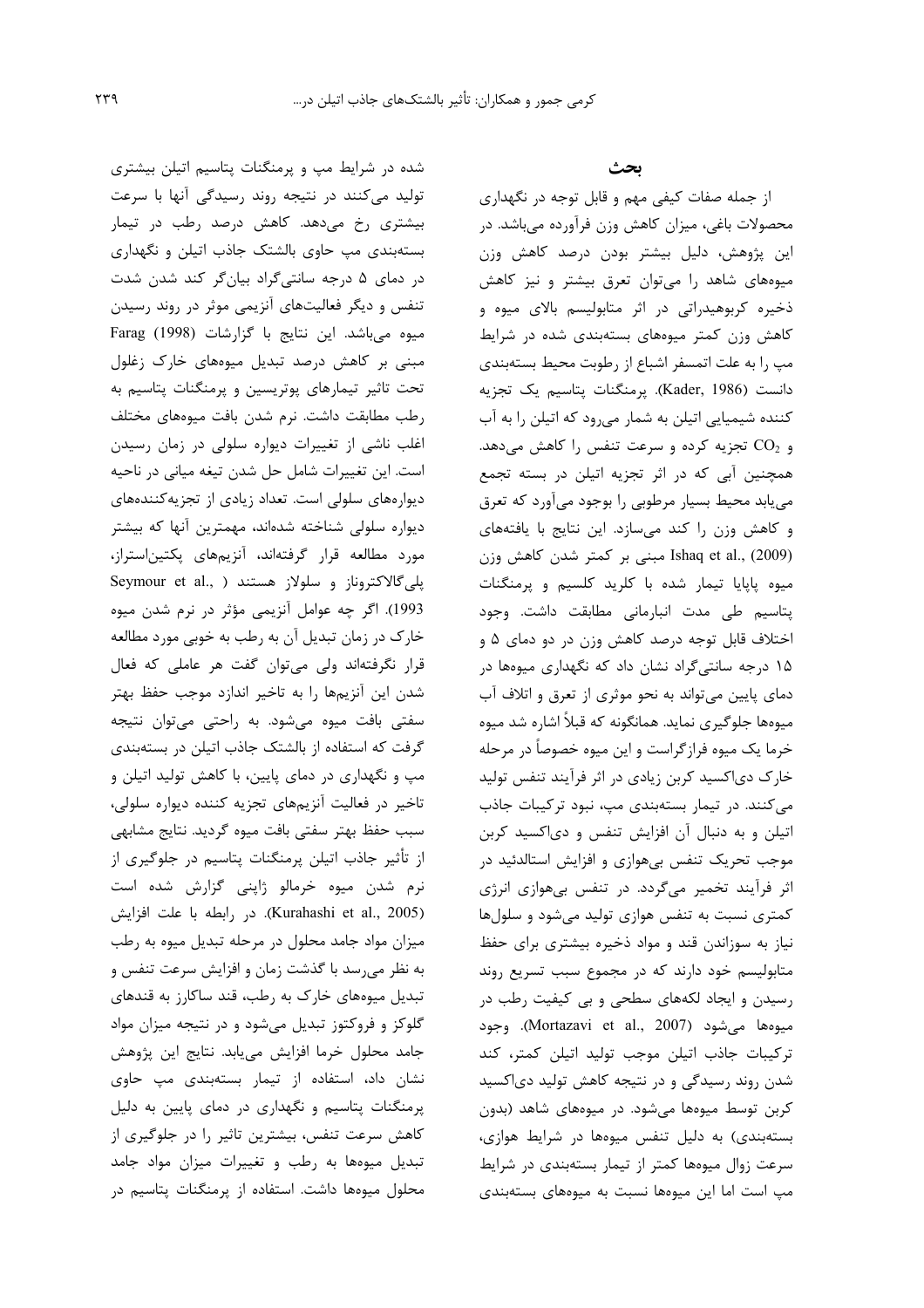## بحث

از جمله صفات کیفی مهم و قابل توجه در نگهداری محصولات باغی، میزان کاهش وزن فرآورده می‌باشد. در این پژوهش، دلیل بیشتر بودن درصد کاهش وزن میوه‌های شاهد را می‌توان تعرق بیشتر و نیز کاهش ذخیره کربوهیدراتی در اثر متابولیسم بالای میوه و کاهش وزن کمتر میوه‌های بسته‌بندی شده در شرایط مپ را به علت اتمسفر اشباع از رطوبت محیط بسته‌بندی دانست (Kader, 1986). پرمنگنات پتاسیم یک تجزیه کننده شیمیایی اتیلن به شمار می‌رود که اتیلن را به آب و $CO_2$ تجزیه کرده و سرعت تنفس را کاهش می‌دهد. همچنین آبی که در اثر تجزیه اتیلن در بسته تجمع می‌یابد محیط بسیار مرطوبی را بوجود می‌آورد که تعرق و کاهش وزن را کند می‌سازد. این نتایج با یافته‌های Ishaq et al., (2009) مبنی بر کمتر شدن کاهش وزن میوه پاپایا تیمار شده با کلرید کلسیم و پرمنگنات پتاسیم طی مدت انبارمانی مطابقت داشت. وجود اختلاف قابل توجه درصد کاهش وزن در دو دمای ۵ و ۱۵ درجه سانتی‌گراد نشان داد که نگهداری میوه‌ها در دمای پایین می‌تواند به نحو موثری از تعرق و اتلاف آب میوه‌ها جلوگیری نماید. همانگونه که قبلاً اشاره شد میوه خرما یک میوه فرازگراست و این میوه خصوصاً در مرحله خارک دی‌اکسید کربن زیادی در اثر فرآیند تنفس تولید می‌کنند. در تیمار بسته‌بندی مپ، نبود ترکیبات جاذب اتیلن و به دنبال آن افزایش تنفس و دی‌اکسید کربن موجب تحریک تنفس بی‌هوازی و افزایش استالدئید در اثر فرآیند تخمیر می‌گردد. در تنفس بی‌هوازی انرژی کمتری نسبت به تنفس هوازی تولید می‌شود و سلول‌ها نیاز به سوزاندن قند و مواد ذخیره بیشتری برای حفظ متابولیسم خود دارند که در مجموع سبب تسریع روند رسیدن و ایجاد لکه‌های سطحی و بی کیفیت رطب در میوه‌ها می‌شود (Mortazavi et al., 2007). وجود ترکیبات جاذب اتیلن موجب تولید اتیلن کمتر، کند شدن روند رسیدگی و در نتیجه کاهش تولید دی‌اکسید کربن توسط میوه‌ها می‌شود. در میوه‌های شاهد (بدون بسته‌بندی) به دلیل تنفس میوه‌ها در شرایط هوازی، سرعت زوال میوه‌ها کمتر از تیمار بسته‌بندی در شرایط مپ است اما این میوه‌ها نسبت به میوه‌های بسته‌بندی شده در شرایط مپ و پرمنگنات پتاسیم اتیلن بیشتری تولید می‌کنند در نتیجه روند رسیدگی آنها با سرعت بیشتری رخ می‌دهد. کاهش درصد رطب در تیمار بسته‌بندی مپ حاوی بالشتک جاذب اتیلن و نگهداری در دمای ۵ درجه سانتی‌گراد بیان‌گر کند شدن شدت تنفس و دیگر فعالیت‌های آنزیمی موثر در روند رسیدن میوه می‌باشد. این نتایج با گزارشات Farag (1998) مبنی بر کاهش درصد تبدیل میوه‌های خارک زغلول تحت تاثیر تیمارهای پوتریسین و پرمنگنات پتاسیم به رطب مطابقت داشت. نرم شدن بافت میوه‌های مختلف اغلب ناشی از تغییرات دیواره سلولی در زمان رسیدن است. این تغییرات شامل حل شدن تیغه میانی در ناحیه دیواره‌های سلولی است. تعداد زیادی از تجزیه‌کننده‌های دیواره سلولی شناخته شده‌اند، مهمترین آنها که بیشتر مورد مطالعه قرار گرفته‌اند، آنزیم‌های پکتین‌استراز، پلی‌گالاکتروناز و سلولاز هستند (Seymour et al., 1993). اگر چه عوامل آنزیمی مؤثر در نرم شدن میوه خارک در زمان تبدیل آن به رطب به خوبی مورد مطالعه قرار نگرفته‌اند ولی می‌توان گفت هر عاملی که فعال شدن این آنزیم‌ها را به تاخیر اندازد موجب حفظ بهتر سفتی بافت میوه می‌شود. به راحتی می‌توان نتیجه گرفت که استفاده از بالشتک جاذب اتیلن در بسته‌بندی مپ و نگهداری در دمای پایین، با کاهش تولید اتیلن و تاخیر در فعالیت آنزیم‌های تجزیه کننده دیواره سلولی، سبب حفظ بهتر سفتی بافت میوه گردید. نتایج مشابهی از تأثیر جاذب اتیلن پرمنگنات پتاسیم در جلوگیری از نرم شدن میوه خرمالو ژاپنی گزارش شده است (Kurahashi et al., 2005). در رابطه با علت افزایش میزان مواد جامد محلول در مرحله تبدیل میوه به رطب به نظر می‌رسد با گذشت زمان و افزایش سرعت تنفس و تبدیل میوه‌های خارک به رطب، قند ساکارز به قندهای گلوکز و فروکتوز تبدیل می‌شود و در نتیجه میزان مواد جامد محلول خرما افزایش می‌یابد. نتایج این پژوهش نشان داد، استفاده از تیمار بسته‌بندی مپ حاوی پرمنگنات پتاسیم و نگهداری در دمای پایین به دلیل کاهش سرعت تنفس، بیشترین تاثیر را در جلوگیری از تبدیل میوه‌ها به رطب و تغییرات میزان مواد جامد محلول میوه‌ها داشت. استفاده از پرمنگنات پتاسیم در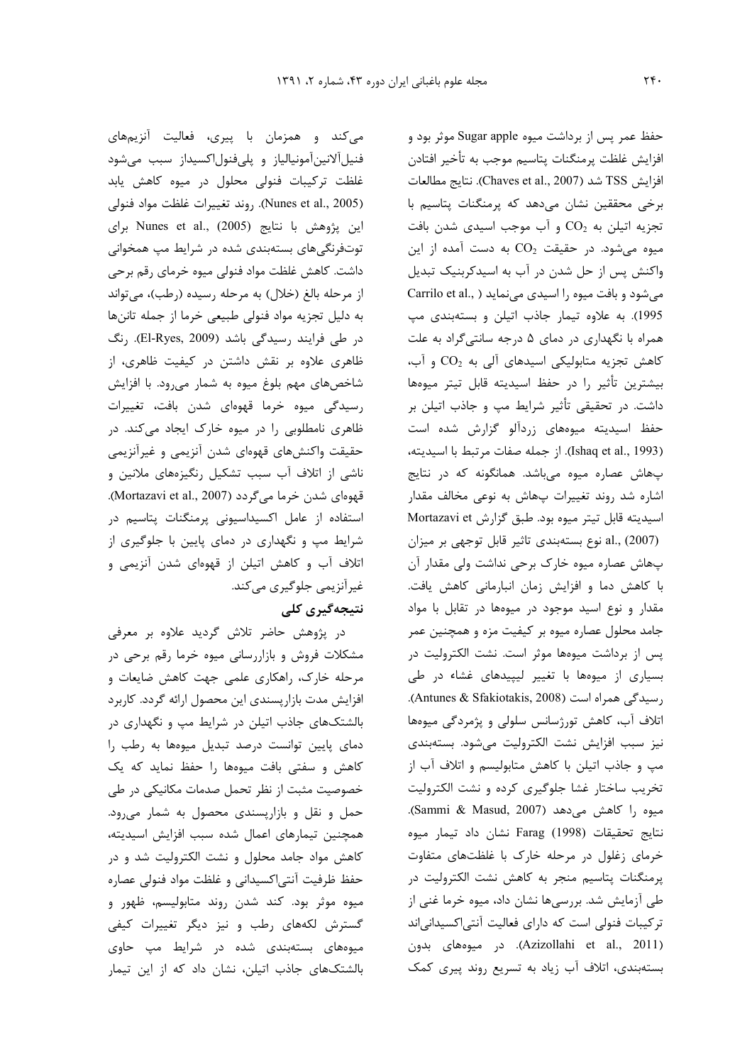حفظ عمر پس از برداشت میوه Sugar apple موثر بود و افزایش غلظت پرمنگنات پتاسیم موجب به تأخیر افتادن افزایش TSS شد (Chaves et al., 2007). نتایج مطالعات برخی محققین نشان می‌دهد که پرمنگنات پتاسیم با تجزیه اتیلن به $CO_2$ و آب موجب اسیدی شدن بافت میوه می‌شود. در حقیقت $CO_2$ به دست آمده از این واکنش پس از حل شدن در آب به اسیدکربنیک تبدیل می‌شود و بافت میوه را اسیدی می‌نماید (Carrilo et al., 1995). به علاوه تیمار جاذب اتیلن و بسته‌بندی مپ همراه با نگهداری در دمای ۵ درجه سانتی‌گراد به علت کاهش تجزیه متابولیکی اسیدهای آلی به $CO_2$ و آب، بیشترین تأثیر را در حفظ اسیدیته قابل تیتر میوه‌ها داشت. در تحقیقی تأثیر شرایط مپ و جاذب اتیلن بر حفظ اسیدیته میوه‌های زردآلو گزارش شده است (Ishaq et al., 1993). از جمله صفات مرتبط با اسیدیته، پهاش عصاره میوه می‌باشد. همانگونه که در نتایج اشاره شد روند تغییرات پهاش به نوعی مخالف مقدار اسیدیته قابل تیتر میوه بود. طبق گزارش Mortazavi et al., (2007) نوع بسته‌بندی تاثیر قابل توجهی بر میزان پهاش عصاره میوه خارک برحی نداشت ولی مقدار آن با کاهش دما و افزایش زمان انبارمانی کاهش یافت. مقدار و نوع اسید موجود در میوه‌ها در تقابل با مواد جامد محلول عصاره میوه بر کیفیت مزه و همچنین عمر پس از برداشت میوه‌ها موثر است. نشت الکترولیت در بسیاری از میوه‌ها با تغییر لیپیدهای غشاء در طی رسیدگی همراه است (Antunes & Sfakiotakis, 2008). اتلاف آب، کاهش تورژسانس سلولی و پژمردگی میوه‌ها نیز سبب افزایش نشت الکترولیت می‌شود. بسته‌بندی مپ و جاذب اتیلن با کاهش متابولیسم و اتلاف آب از تخریب ساختار غشا جلوگیری کرده و نشت الکترولیت میوه را کاهش می‌دهد (Sammi & Masud, 2007). نتایج تحقیقات Farag (1998) نشان داد تیمار میوه خرمای زغلول در مرحله خارک با غلظت‌های متفاوت پرمنگنات پتاسیم منجر به کاهش نشت الکترولیت در طی آزمایش شد. بررسی‌ها نشان داد، میوه خرما غنی از ترکیبات فنولی است که دارای فعالیت آنتی‌اکسیدانی‌اند (Azizollahi et al., 2011). در میوه‌های بدون بسته‌بندی، اتلاف آب زیاد به تسریع روند پیری کمک می‌کند و همزمان با پیری، فعالیت آنزیم‌های فنیل‌آلانین‌آمونیالیاز و پلی‌فنول‌اکسیداز سبب می‌شود غلظت ترکیبات فنولی محلول در میوه کاهش یابد (Nunes et al., 2005). روند تغییرات غلظت مواد فنولی این پژوهش با نتایج Nunes et al., (2005) برای توت‌فرنگی‌های بسته‌بندی شده در شرایط مپ همخوانی داشت. کاهش غلظت مواد فنولی میوه خرمای رقم برحی از مرحله بالغ (خلال) به مرحله رسیده (رطب)، می‌تواند به دلیل تجزیه مواد فنولی طبیعی خرما از جمله تانن‌ها در طی فرایند رسیدگی باشد (El-Ryes, 2009). رنگ ظاهری علاوه بر نقش داشتن در کیفیت ظاهری، از شاخص‌های مهم بلوغ میوه به شمار می‌رود. با افزایش رسیدگی میوه خرما قهوه‌ای شدن بافت، تغییرات ظاهری نامطلوبی را در میوه خارک ایجاد می‌کند. در حقیقت واکنش‌های قهوه‌ای شدن آنزیمی و غیرآنزیمی ناشی از اتلاف آب سبب تشکیل رنگیزه‌های ملانین و قهوه‌ای شدن خرما می‌گردد (Mortazavi et al., 2007). استفاده از عامل اکسیداسیونی پرمنگنات پتاسیم در شرایط مپ و نگهداری در دمای پایین با جلوگیری از اتلاف آب و کاهش اتیلن از قهوه‌ای شدن آنزیمی و غیرآنزیمی جلوگیری می‌کند.

## نتیجه‌گیری کلی

در پژوهش حاضر تلاش گردید علاوه بر معرفی مشکلات فروش و بازاررسانی میوه خرما رقم برحی در مرحله خارک، راهکاری علمی جهت کاهش ضایعات و افزایش مدت بازارپسندی این محصول ارائه گردد. کاربرد بالشتک‌های جاذب اتیلن در شرایط مپ و نگهداری در دمای پایین توانست درصد تبدیل میوه‌ها به رطب را کاهش و سفتی بافت میوه‌ها را حفظ نماید که یک خصوصیت مثبت از نظر تحمل صدمات مکانیکی در طی حمل و نقل و بازارپسندی محصول به شمار می‌رود. همچنین تیمارهای اعمال شده سبب افزایش اسیدیته، کاهش مواد جامد محلول و نشت الکترولیت شد و در حفظ ظرفیت آنتی‌اکسیدانی و غلظت مواد فنولی عصاره میوه موثر بود. کند شدن روند متابولیسم، ظهور و گسترش لکه‌های رطب و نیز دیگر تغییرات کیفی میوه‌های بسته‌بندی شده در شرایط مپ حاوی بالشتک‌های جاذب اتیلن، نشان داد که از این تیمار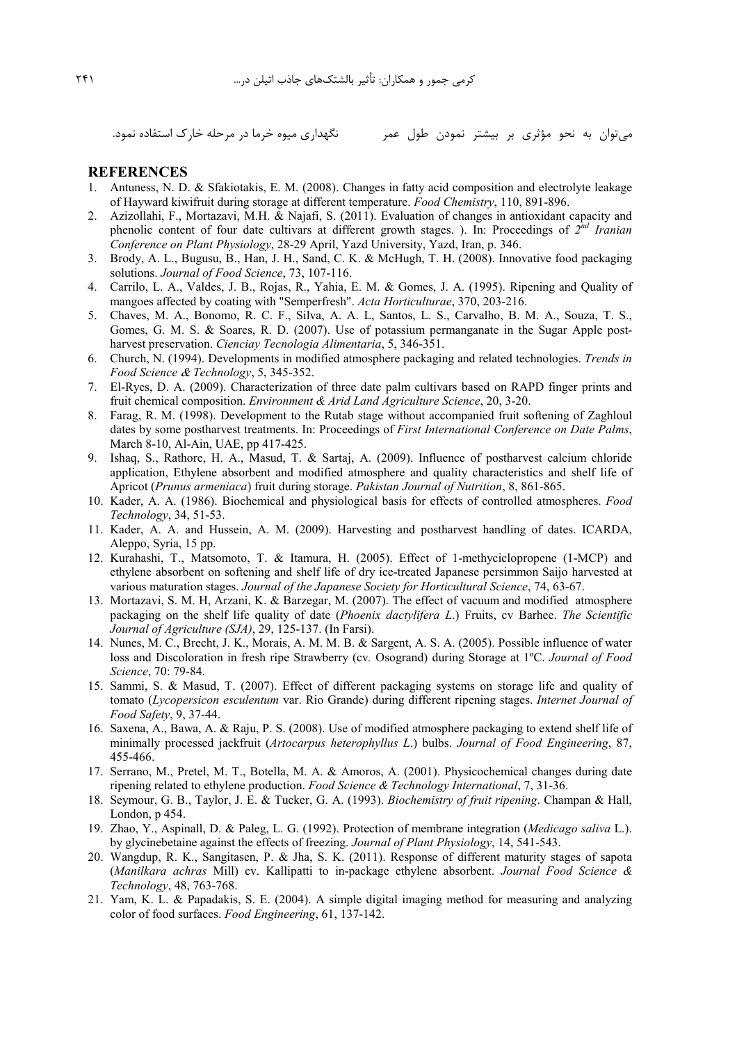می‌توان به نحو مؤثری بر بیشتر نمودن طول عمر نگهداری میوه خرما در مرحله خارک استفاده نمود.

## REFERENCES

1. Antuness, N. D. & Sfakiotakis, E. M. (2008). Changes in fatty acid composition and electrolyte leakage of Hayward kiwifruit during storage at different temperature. *Food Chemistry*, 110, 891-896.
2. Azizollahi, F., Mortazavi, M.H. & Najafi, S. (2011). Evaluation of changes in antioxidant capacity and phenolic content of four date cultivars at different growth stages. ). In: Proceedings of *2nd Iranian Conference on Plant Physiology*, 28-29 April, Yazd University, Yazd, Iran, p. 346.
3. Brody, A. L., Bugusu, B., Han, J. H., Sand, C. K. & McHugh, T. H. (2008). Innovative food packaging solutions. *Journal of Food Science*, 73, 107-116.
4. Carrilo, L. A., Valdes, J. B., Rojas, R., Yahia, E. M. & Gomes, J. A. (1995). Ripening and Quality of mangoes affected by coating with "Semperfresh". *Acta Horticulturae*, 370, 203-216.
5. Chaves, M. A., Bonomo, R. C. F., Silva, A. A. L, Santos, L. S., Carvalho, B. M. A., Souza, T. S., Gomes, G. M. S. & Soares, R. D. (2007). Use of potassium permanganate in the Sugar Apple post-harvest preservation. *Cienciay Tecnologia Alimentaria*, 5, 346-351.
6. Church, N. (1994). Developments in modified atmosphere packaging and related technologies. *Trends in Food Science & Technology*, 5, 345-352.
7. El-Ryes, D. A. (2009). Characterization of three date palm cultivars based on RAPD finger prints and fruit chemical composition. *Environment & Arid Land Agriculture Science*, 20, 3-20.
8. Farag, R. M. (1998). Development to the Rutab stage without accompanied fruit softening of Zaghloul dates by some postharvest treatments. In: Proceedings of *First International Conference on Date Palms*, March 8-10, Al-Ain, UAE, pp 417-425.
9. Ishaq, S., Rathore, H. A., Masud, T. & Sartaj, A. (2009). Influence of postharvest calcium chloride application, Ethylene absorbent and modified atmosphere and quality characteristics and shelf life of Apricot (*Prunus armeniaca*) fruit during storage. *Pakistan Journal of Nutrition*, 8, 861-865.
10. Kader, A. A. (1986). Biochemical and physiological basis for effects of controlled atmospheres. *Food Technology*, 34, 51-53.
11. Kader, A. A. and Hussein, A. M. (2009). Harvesting and postharvest handling of dates. ICARDA, Aleppo, Syria, 15 pp.
12. Kurahashi, T., Matsomoto, T. & Itamura, H. (2005). Effect of 1-methyciclopropene (1-MCP) and ethylene absorbent on softening and shelf life of dry ice-treated Japanese persimmon Saijo harvested at various maturation stages. *Journal of the Japanese Society for Horticultural Science*, 74, 63-67.
13. Mortazavi, S. M. H, Arzani, K. & Barzegar, M. (2007). The effect of vacuum and modified atmosphere packaging on the shelf life quality of date (*Phoenix dactylifera L*.) Fruits, cv Barhee. *The Scientific Journal of Agriculture (SJA)*, 29, 125-137. (In Farsi).
14. Nunes, M. C., Brecht, J. K., Morais, A. M. M. B. & Sargent, A. S. A. (2005). Possible influence of water loss and Discoloration in fresh ripe Strawberry (cv. Osogrand) during Storage at 1ºC. *Journal of Food Science*, 70: 79-84.
15. Sammi, S. & Masud, T. (2007). Effect of different packaging systems on storage life and quality of tomato (*Lycopersicon esculentum* var. Rio Grande) during different ripening stages. *Internet Journal of Food Safety*, 9, 37-44.
16. Saxena, A., Bawa, A. & Raju, P. S. (2008). Use of modified atmosphere packaging to extend shelf life of minimally processed jackfruit (*Artocarpus heterophyllus L*.) bulbs. *Journal of Food Engineering*, 87, 455-466.
17. Serrano, M., Pretel, M. T., Botella, M. A. & Amoros, A. (2001). Physicochemical changes during date ripening related to ethylene production. *Food Science & Technology International*, 7, 31-36.
18. Seymour, G. B., Taylor, J. E. & Tucker, G. A. (1993). *Biochemistry of fruit ripening*. Champan & Hall, London, p 454.
19. Zhao, Y., Aspinall, D. & Paleg, L. G. (1992). Protection of membrane integration (*Medicago saliva* L.). by glycinebetaine against the effects of freezing. *Journal of Plant Physiology*, 14, 541-543.
20. Wangdup, R. K., Sangitasen, P. & Jha, S. K. (2011). Response of different maturity stages of sapota (*Manilkara achras* Mill) cv. Kallipatti to in-package ethylene absorbent. *Journal Food Science & Technology*, 48, 763-768.
21. Yam, K. L. & Papadakis, S. E. (2004). A simple digital imaging method for measuring and analyzing color of food surfaces. *Food Engineering*, 61, 137-142.